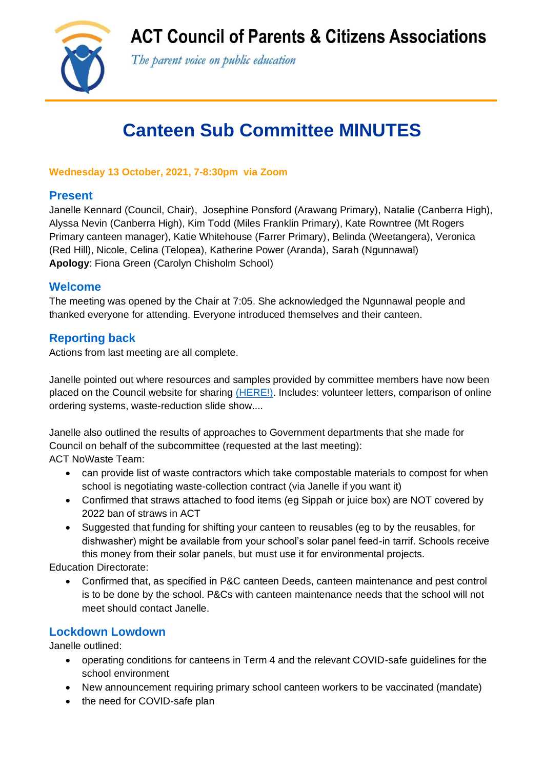# ACT Council of Parents & Citizens Associations

*The parent voice on public education*

# Canteen Sub Committee MINUTES

**Wednesday 13 October, 2021, 7-8:30pm via Zoom**

## Present

Janelle Kennard (Council, Chair), Josephine Ponsford (Arawang Primary), Natalie (Canberra High), Alyssa Nevin (Canberra High), Kim Todd (Miles Franklin Primary), Kate Rowntree (Mt Rogers Primary canteen manager), Katie Whitehouse (Farrer Primary), Belinda (Weetangera), Veronica (Red Hill), Nicole, Celina (Telopea), Katherine Power (Aranda), Sarah (Ngunnawal)
**Apology**: Fiona Green (Carolyn Chisholm School)

## Welcome

The meeting was opened by the Chair at 7:05. She acknowledged the Ngunnawal people and thanked everyone for attending. Everyone introduced themselves and their canteen.

## Reporting back

Actions from last meeting are all complete.

Janelle pointed out where resources and samples provided by committee members have now been placed on the Council website for sharing (HERE!). Includes: volunteer letters, comparison of online ordering systems, waste-reduction slide show....

Janelle also outlined the results of approaches to Government departments that she made for Council on behalf of the subcommittee (requested at the last meeting):
ACT NoWaste Team:

- can provide list of waste contractors which take compostable materials to compost for when school is negotiating waste-collection contract (via Janelle if you want it)
- Confirmed that straws attached to food items (eg Sippah or juice box) are NOT covered by 2022 ban of straws in ACT
- Suggested that funding for shifting your canteen to reusables (eg to by the reusables, for dishwasher) might be available from your school's solar panel feed-in tarrif. Schools receive this money from their solar panels, but must use it for environmental projects.

Education Directorate:

- Confirmed that, as specified in P&C canteen Deeds, canteen maintenance and pest control is to be done by the school. P&Cs with canteen maintenance needs that the school will not meet should contact Janelle.

## Lockdown Lowdown

Janelle outlined:

- operating conditions for canteens in Term 4 and the relevant COVID-safe guidelines for the school environment
- New announcement requiring primary school canteen workers to be vaccinated (mandate)
- the need for COVID-safe plan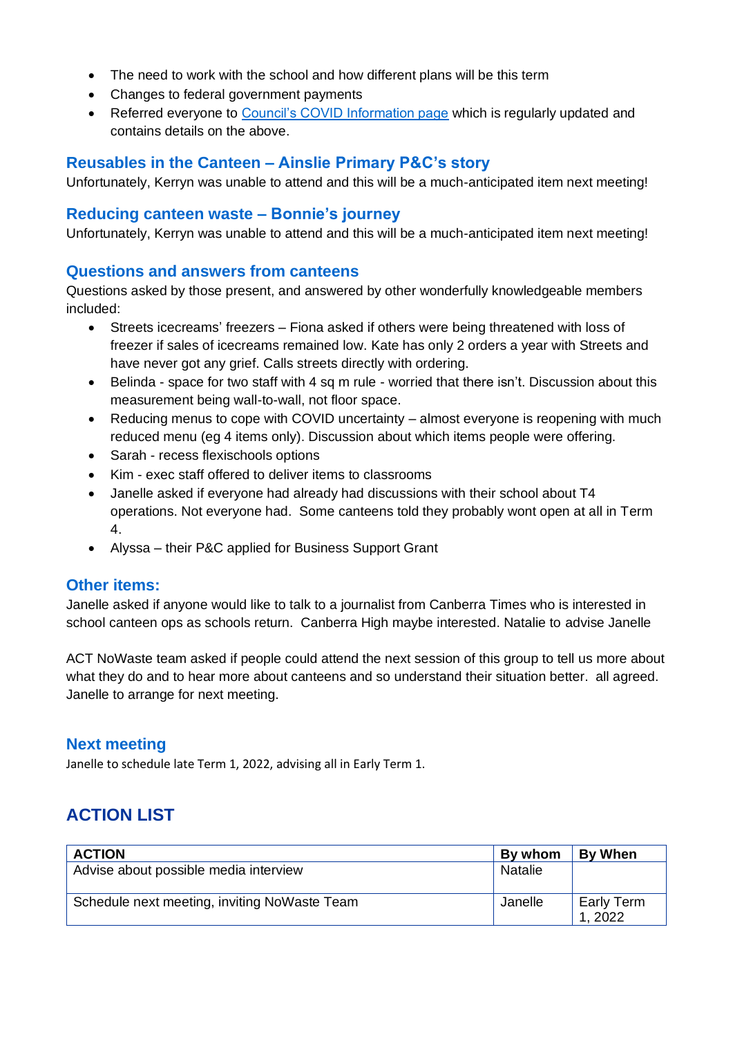- The need to work with the school and how different plans will be this term
- Changes to federal government payments
- Referred everyone to [Council's COVID Information page]() which is regularly updated and contains details on the above.

## Reusables in the Canteen – Ainslie Primary P&C's story

Unfortunately, Kerryn was unable to attend and this will be a much-anticipated item next meeting!

## Reducing canteen waste – Bonnie's journey

Unfortunately, Kerryn was unable to attend and this will be a much-anticipated item next meeting!

## Questions and answers from canteens

Questions asked by those present, and answered by other wonderfully knowledgeable members included:

- Streets icecreams' freezers – Fiona asked if others were being threatened with loss of freezer if sales of icecreams remained low. Kate has only 2 orders a year with Streets and have never got any grief. Calls streets directly with ordering.
- Belinda - space for two staff with 4 sq m rule - worried that there isn't. Discussion about this measurement being wall-to-wall, not floor space.
- Reducing menus to cope with COVID uncertainty – almost everyone is reopening with much reduced menu (eg 4 items only). Discussion about which items people were offering.
- Sarah - recess flexischools options
- Kim - exec staff offered to deliver items to classrooms
- Janelle asked if everyone had already had discussions with their school about T4 operations. Not everyone had. Some canteens told they probably wont open at all in Term 4.
- Alyssa – their P&C applied for Business Support Grant

## Other items:

Janelle asked if anyone would like to talk to a journalist from Canberra Times who is interested in school canteen ops as schools return. Canberra High maybe interested. Natalie to advise Janelle

ACT NoWaste team asked if people could attend the next session of this group to tell us more about what they do and to hear more about canteens and so understand their situation better. all agreed. Janelle to arrange for next meeting.

## Next meeting

Janelle to schedule late Term 1, 2022, advising all in Early Term 1.

# ACTION LIST

| ACTION | By whom | By When |
|---|---|---|
| Advise about possible media interview | Natalie | |
| Schedule next meeting, inviting NoWaste Team | Janelle | Early Term 1, 2022 |